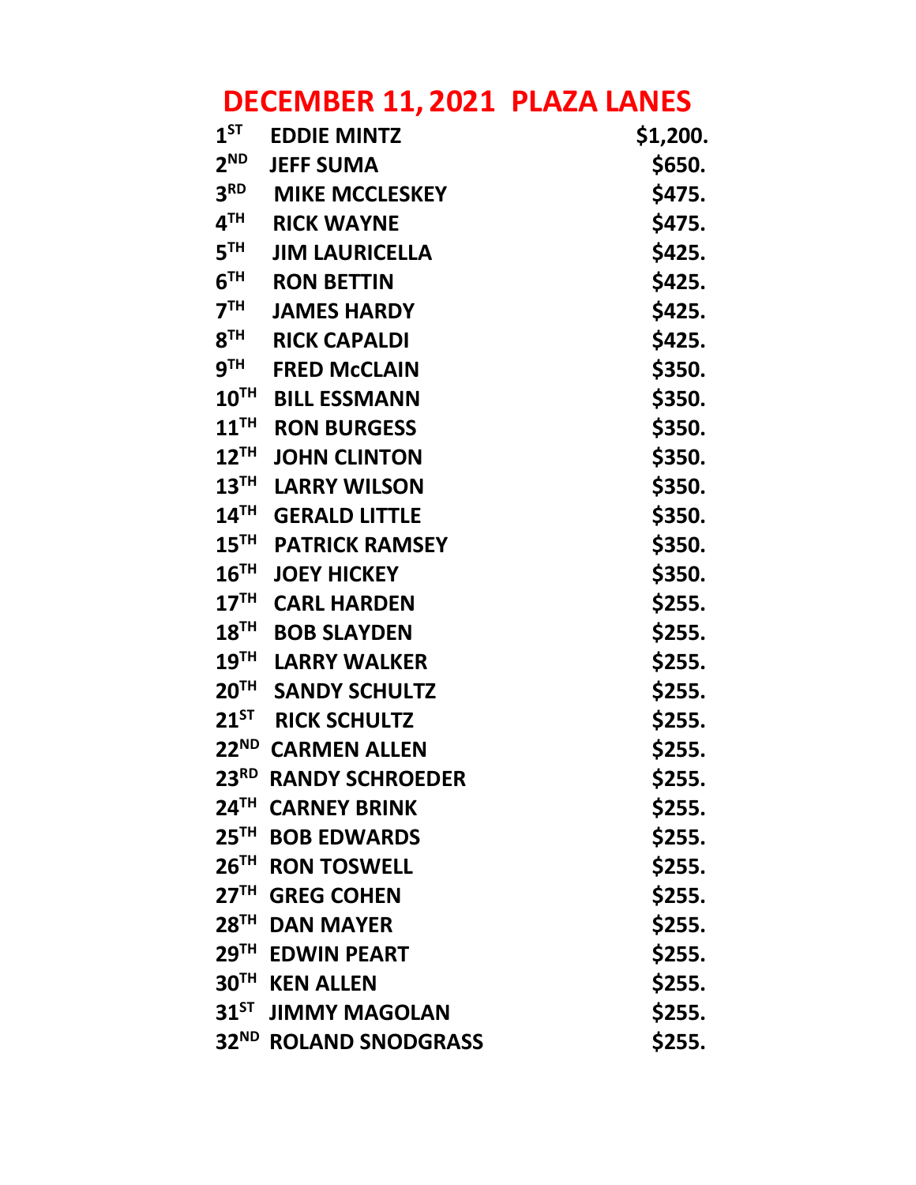# DECEMBER 11, 2021 PLAZA LANES

| | | |
|---|---|---|
| 1ST | EDDIE MINTZ | $1,200. |
| 2ND | JEFF SUMA | $650. |
| 3RD | MIKE MCCLESKEY | $475. |
| 4TH | RICK WAYNE | $475. |
| 5TH | JIM LAURICELLA | $425. |
| 6TH | RON BETTIN | $425. |
| 7TH | JAMES HARDY | $425. |
| 8TH | RICK CAPALDI | $425. |
| 9TH | FRED McCLAIN | $350. |
| 10TH | BILL ESSMANN | $350. |
| 11TH | RON BURGESS | $350. |
| 12TH | JOHN CLINTON | $350. |
| 13TH | LARRY WILSON | $350. |
| 14TH | GERALD LITTLE | $350. |
| 15TH | PATRICK RAMSEY | $350. |
| 16TH | JOEY HICKEY | $350. |
| 17TH | CARL HARDEN | $255. |
| 18TH | BOB SLAYDEN | $255. |
| 19TH | LARRY WALKER | $255. |
| 20TH | SANDY SCHULTZ | $255. |
| 21ST | RICK SCHULTZ | $255. |
| 22ND | CARMEN ALLEN | $255. |
| 23RD | RANDY SCHROEDER | $255. |
| 24TH | CARNEY BRINK | $255. |
| 25TH | BOB EDWARDS | $255. |
| 26TH | RON TOSWELL | $255. |
| 27TH | GREG COHEN | $255. |
| 28TH | DAN MAYER | $255. |
| 29TH | EDWIN PEART | $255. |
| 30TH | KEN ALLEN | $255. |
| 31ST | JIMMY MAGOLAN | $255. |
| 32ND | ROLAND SNODGRASS | $255. |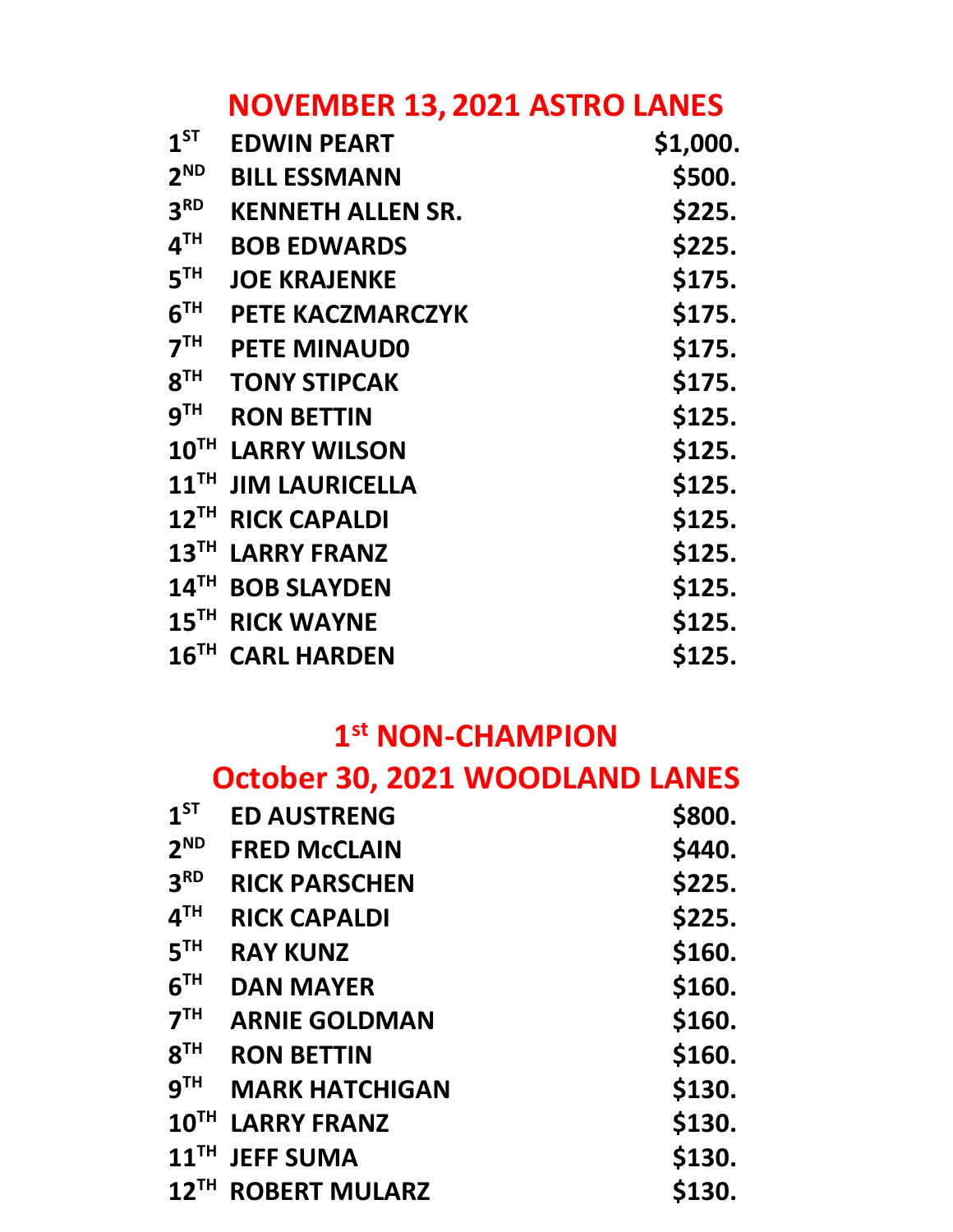## NOVEMBER 13, 2021 ASTRO LANES

| | | |
|---|---|---|
| 1ST | EDWIN PEART | $1,000. |
| 2ND | BILL ESSMANN | $500. |
| 3RD | KENNETH ALLEN SR. | $225. |
| 4TH | BOB EDWARDS | $225. |
| 5TH | JOE KRAJENKE | $175. |
| 6TH | PETE KACZMARCZYK | $175. |
| 7TH | PETE MINAUD0 | $175. |
| 8TH | TONY STIPCAK | $175. |
| 9TH | RON BETTIN | $125. |
| 10TH | LARRY WILSON | $125. |
| 11TH | JIM LAURICELLA | $125. |
| 12TH | RICK CAPALDI | $125. |
| 13TH | LARRY FRANZ | $125. |
| 14TH | BOB SLAYDEN | $125. |
| 15TH | RICK WAYNE | $125. |
| 16TH | CARL HARDEN | $125. |

## 1st NON-CHAMPION
## October 30, 2021 WOODLAND LANES

| | | |
|---|---|---|
| 1ST | ED AUSTRENG | $800. |
| 2ND | FRED McCLAIN | $440. |
| 3RD | RICK PARSCHEN | $225. |
| 4TH | RICK CAPALDI | $225. |
| 5TH | RAY KUNZ | $160. |
| 6TH | DAN MAYER | $160. |
| 7TH | ARNIE GOLDMAN | $160. |
| 8TH | RON BETTIN | $160. |
| 9TH | MARK HATCHIGAN | $130. |
| 10TH | LARRY FRANZ | $130. |
| 11TH | JEFF SUMA | $130. |
| 12TH | ROBERT MULARZ | $130. |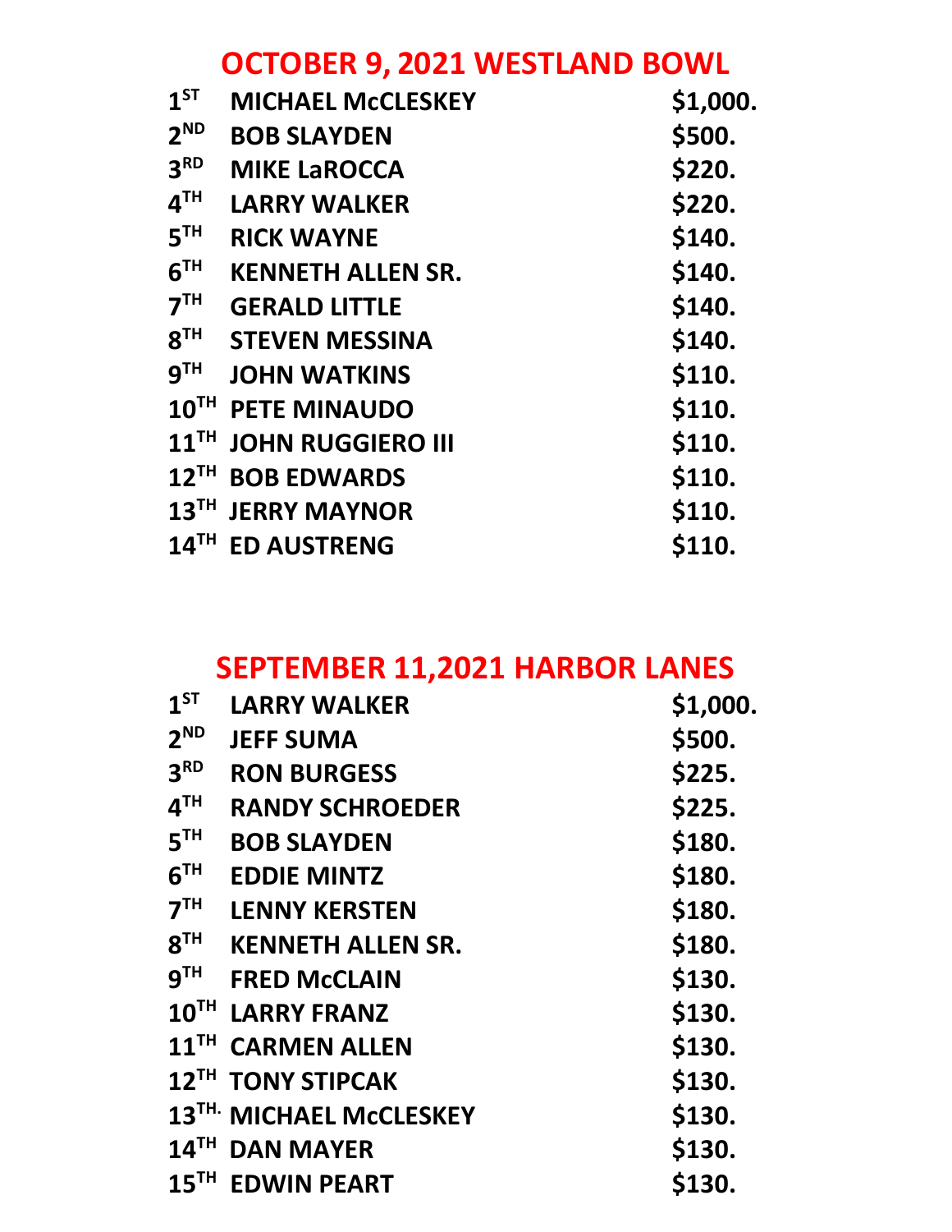## OCTOBER 9, 2021 WESTLAND BOWL

| | | |
|---|---|---|
| 1ST | MICHAEL McCLESKEY | $1,000. |
| 2ND | BOB SLAYDEN | $500. |
| 3RD | MIKE LaROCCA | $220. |
| 4TH | LARRY WALKER | $220. |
| 5TH | RICK WAYNE | $140. |
| 6TH | KENNETH ALLEN SR. | $140. |
| 7TH | GERALD LITTLE | $140. |
| 8TH | STEVEN MESSINA | $140. |
| 9TH | JOHN WATKINS | $110. |
| 10TH | PETE MINAUDO | $110. |
| 11TH | JOHN RUGGIERO III | $110. |
| 12TH | BOB EDWARDS | $110. |
| 13TH | JERRY MAYNOR | $110. |
| 14TH | ED AUSTRENG | $110. |

## SEPTEMBER 11,2021 HARBOR LANES

| | | |
|---|---|---|
| 1ST | LARRY WALKER | $1,000. |
| 2ND | JEFF SUMA | $500. |
| 3RD | RON BURGESS | $225. |
| 4TH | RANDY SCHROEDER | $225. |
| 5TH | BOB SLAYDEN | $180. |
| 6TH | EDDIE MINTZ | $180. |
| 7TH | LENNY KERSTEN | $180. |
| 8TH | KENNETH ALLEN SR. | $180. |
| 9TH | FRED McCLAIN | $130. |
| 10TH | LARRY FRANZ | $130. |
| 11TH | CARMEN ALLEN | $130. |
| 12TH | TONY STIPCAK | $130. |
| 13TH. | MICHAEL McCLESKEY | $130. |
| 14TH | DAN MAYER | $130. |
| 15TH | EDWIN PEART | $130. |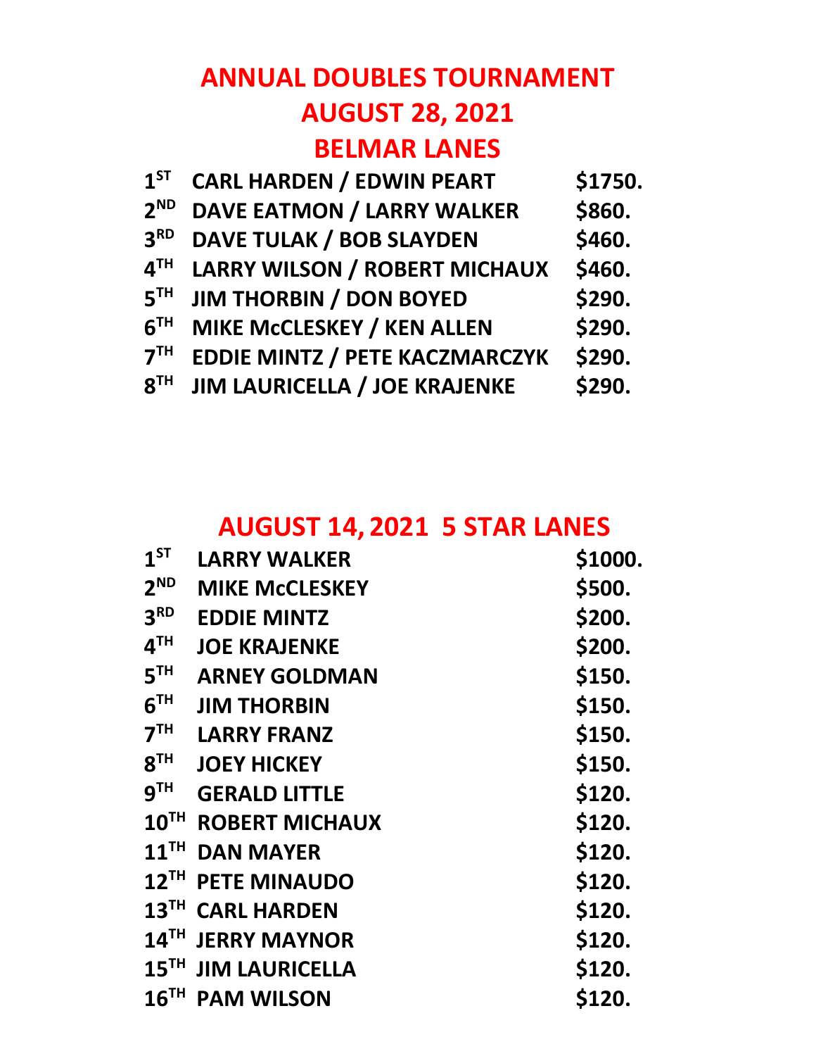# ANNUAL DOUBLES TOURNAMENT
# AUGUST 28, 2021
# BELMAR LANES

| | | |
|---|---|---|
| 1ST | CARL HARDEN / EDWIN PEART | $1750. |
| 2ND | DAVE EATMON / LARRY WALKER | $860. |
| 3RD | DAVE TULAK / BOB SLAYDEN | $460. |
| 4TH | LARRY WILSON / ROBERT MICHAUX | $460. |
| 5TH | JIM THORBIN / DON BOYED | $290. |
| 6TH | MIKE McCLESKEY / KEN ALLEN | $290. |
| 7TH | EDDIE MINTZ / PETE KACZMARCZYK | $290. |
| 8TH | JIM LAURICELLA / JOE KRAJENKE | $290. |

# AUGUST 14, 2021 5 STAR LANES

| | | |
|---|---|---|
| 1ST | LARRY WALKER | $1000. |
| 2ND | MIKE McCLESKEY | $500. |
| 3RD | EDDIE MINTZ | $200. |
| 4TH | JOE KRAJENKE | $200. |
| 5TH | ARNEY GOLDMAN | $150. |
| 6TH | JIM THORBIN | $150. |
| 7TH | LARRY FRANZ | $150. |
| 8TH | JOEY HICKEY | $150. |
| 9TH | GERALD LITTLE | $120. |
| 10TH | ROBERT MICHAUX | $120. |
| 11TH | DAN MAYER | $120. |
| 12TH | PETE MINAUDO | $120. |
| 13TH | CARL HARDEN | $120. |
| 14TH | JERRY MAYNOR | $120. |
| 15TH | JIM LAURICELLA | $120. |
| 16TH | PAM WILSON | $120. |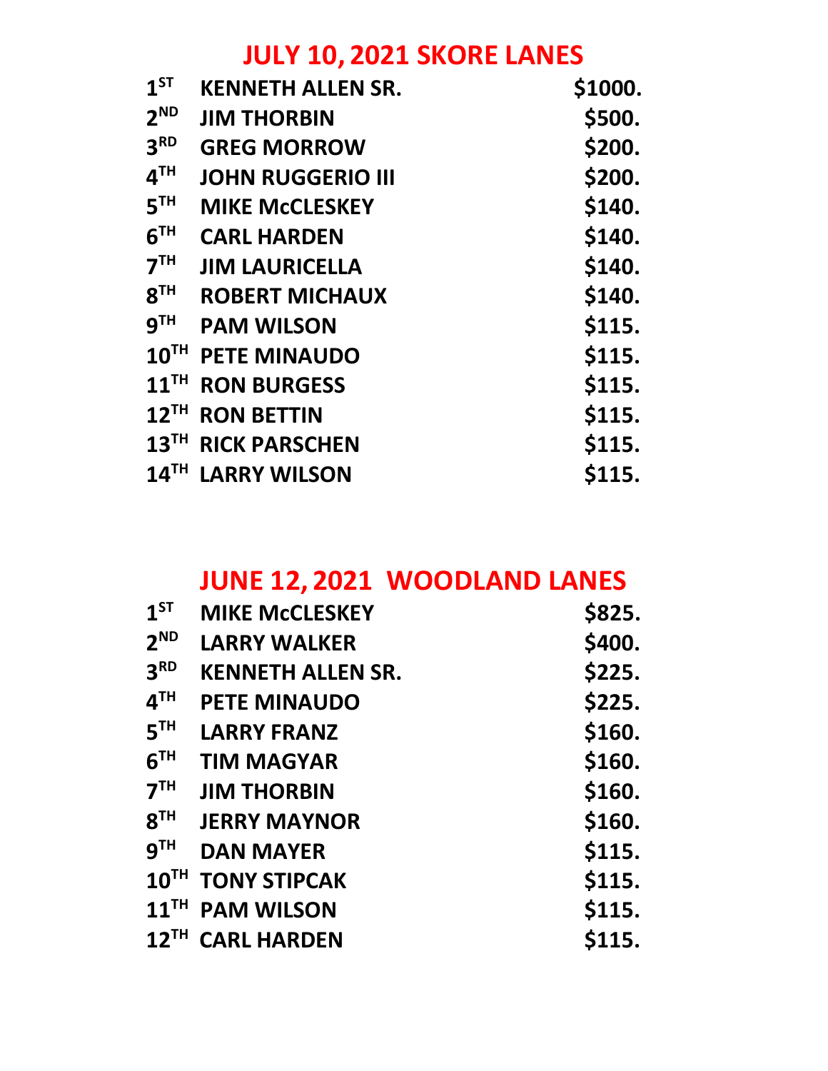## JULY 10, 2021 SKORE LANES

| | | |
|---|---|---|
| 1ST | KENNETH ALLEN SR. | $1000. |
| 2ND | JIM THORBIN | $500. |
| 3RD | GREG MORROW | $200. |
| 4TH | JOHN RUGGERIO III | $200. |
| 5TH | MIKE McCLESKEY | $140. |
| 6TH | CARL HARDEN | $140. |
| 7TH | JIM LAURICELLA | $140. |
| 8TH | ROBERT MICHAUX | $140. |
| 9TH | PAM WILSON | $115. |
| 10TH | PETE MINAUDO | $115. |
| 11TH | RON BURGESS | $115. |
| 12TH | RON BETTIN | $115. |
| 13TH | RICK PARSCHEN | $115. |
| 14TH | LARRY WILSON | $115. |

## JUNE 12, 2021 WOODLAND LANES

| | | |
|---|---|---|
| 1ST | MIKE McCLESKEY | $825. |
| 2ND | LARRY WALKER | $400. |
| 3RD | KENNETH ALLEN SR. | $225. |
| 4TH | PETE MINAUDO | $225. |
| 5TH | LARRY FRANZ | $160. |
| 6TH | TIM MAGYAR | $160. |
| 7TH | JIM THORBIN | $160. |
| 8TH | JERRY MAYNOR | $160. |
| 9TH | DAN MAYER | $115. |
| 10TH | TONY STIPCAK | $115. |
| 11TH | PAM WILSON | $115. |
| 12TH | CARL HARDEN | $115. |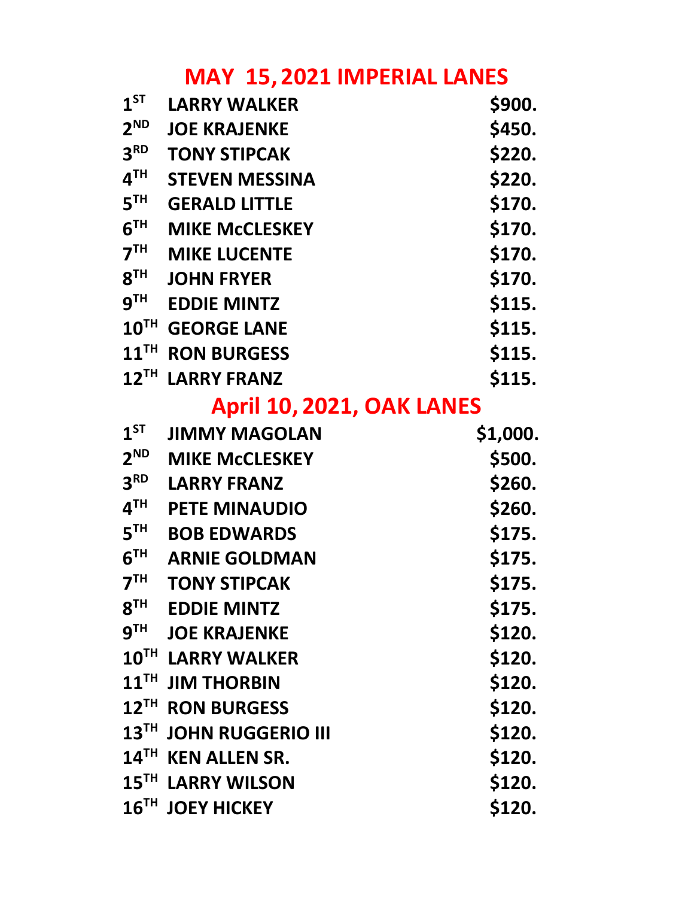## MAY 15, 2021 IMPERIAL LANES

| | | |
|---|---|---|
| 1ST | LARRY WALKER | $900. |
| 2ND | JOE KRAJENKE | $450. |
| 3RD | TONY STIPCAK | $220. |
| 4TH | STEVEN MESSINA | $220. |
| 5TH | GERALD LITTLE | $170. |
| 6TH | MIKE McCLESKEY | $170. |
| 7TH | MIKE LUCENTE | $170. |
| 8TH | JOHN FRYER | $170. |
| 9TH | EDDIE MINTZ | $115. |
| 10TH | GEORGE LANE | $115. |
| 11TH | RON BURGESS | $115. |
| 12TH | LARRY FRANZ | $115. |

## April 10, 2021, OAK LANES

| | | |
|---|---|---|
| 1ST | JIMMY MAGOLAN | $1,000. |
| 2ND | MIKE McCLESKEY | $500. |
| 3RD | LARRY FRANZ | $260. |
| 4TH | PETE MINAUDIO | $260. |
| 5TH | BOB EDWARDS | $175. |
| 6TH | ARNIE GOLDMAN | $175. |
| 7TH | TONY STIPCAK | $175. |
| 8TH | EDDIE MINTZ | $175. |
| 9TH | JOE KRAJENKE | $120. |
| 10TH | LARRY WALKER | $120. |
| 11TH | JIM THORBIN | $120. |
| 12TH | RON BURGESS | $120. |
| 13TH | JOHN RUGGERIO III | $120. |
| 14TH | KEN ALLEN SR. | $120. |
| 15TH | LARRY WILSON | $120. |
| 16TH | JOEY HICKEY | $120. |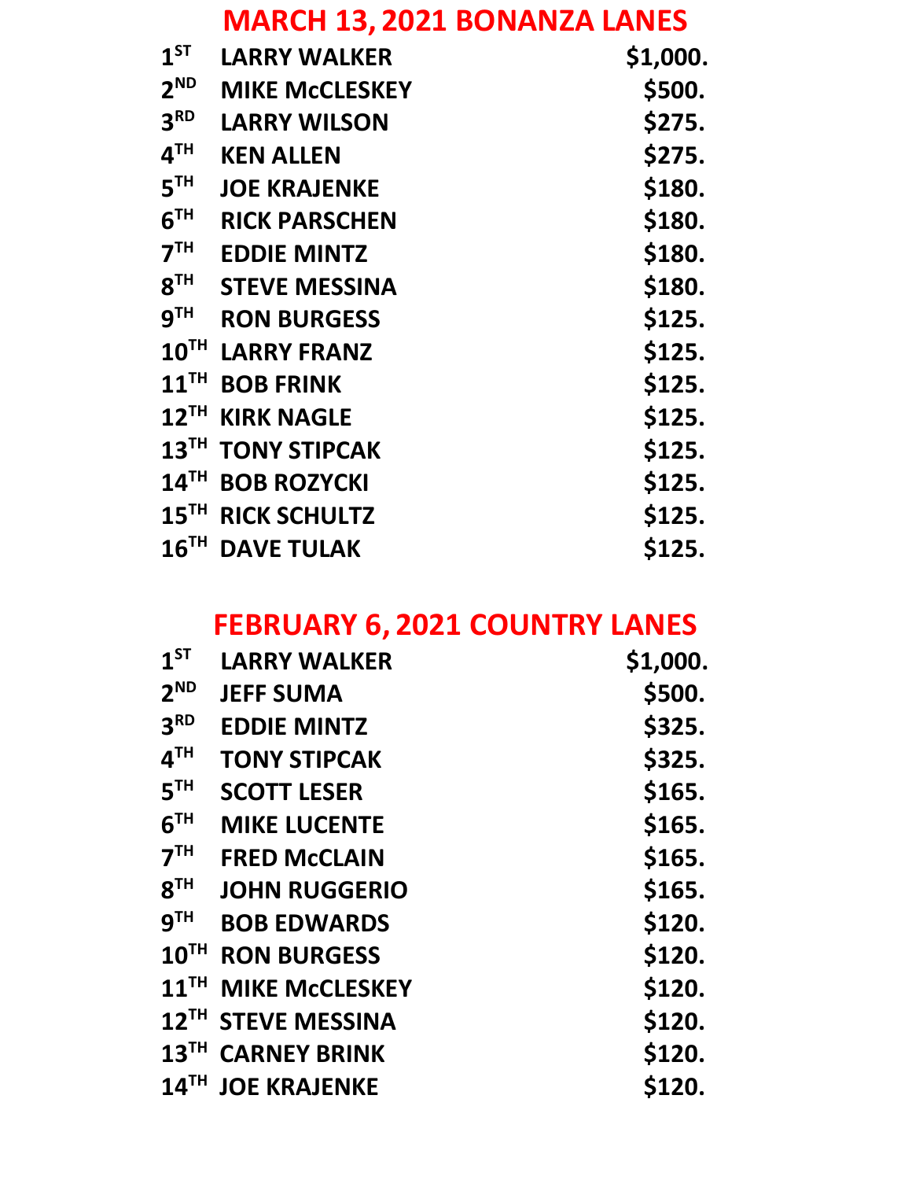# MARCH 13, 2021 BONANZA LANES

| | | |
|---|---|---|
| 1ST | LARRY WALKER | $1,000. |
| 2ND | MIKE McCLESKEY | $500. |
| 3RD | LARRY WILSON | $275. |
| 4TH | KEN ALLEN | $275. |
| 5TH | JOE KRAJENKE | $180. |
| 6TH | RICK PARSCHEN | $180. |
| 7TH | EDDIE MINTZ | $180. |
| 8TH | STEVE MESSINA | $180. |
| 9TH | RON BURGESS | $125. |
| 10TH | LARRY FRANZ | $125. |
| 11TH | BOB FRINK | $125. |
| 12TH | KIRK NAGLE | $125. |
| 13TH | TONY STIPCAK | $125. |
| 14TH | BOB ROZYCKI | $125. |
| 15TH | RICK SCHULTZ | $125. |
| 16TH | DAVE TULAK | $125. |

# FEBRUARY 6, 2021 COUNTRY LANES

| | | |
|---|---|---|
| 1ST | LARRY WALKER | $1,000. |
| 2ND | JEFF SUMA | $500. |
| 3RD | EDDIE MINTZ | $325. |
| 4TH | TONY STIPCAK | $325. |
| 5TH | SCOTT LESER | $165. |
| 6TH | MIKE LUCENTE | $165. |
| 7TH | FRED McCLAIN | $165. |
| 8TH | JOHN RUGGERIO | $165. |
| 9TH | BOB EDWARDS | $120. |
| 10TH | RON BURGESS | $120. |
| 11TH | MIKE McCLESKEY | $120. |
| 12TH | STEVE MESSINA | $120. |
| 13TH | CARNEY BRINK | $120. |
| 14TH | JOE KRAJENKE | $120. |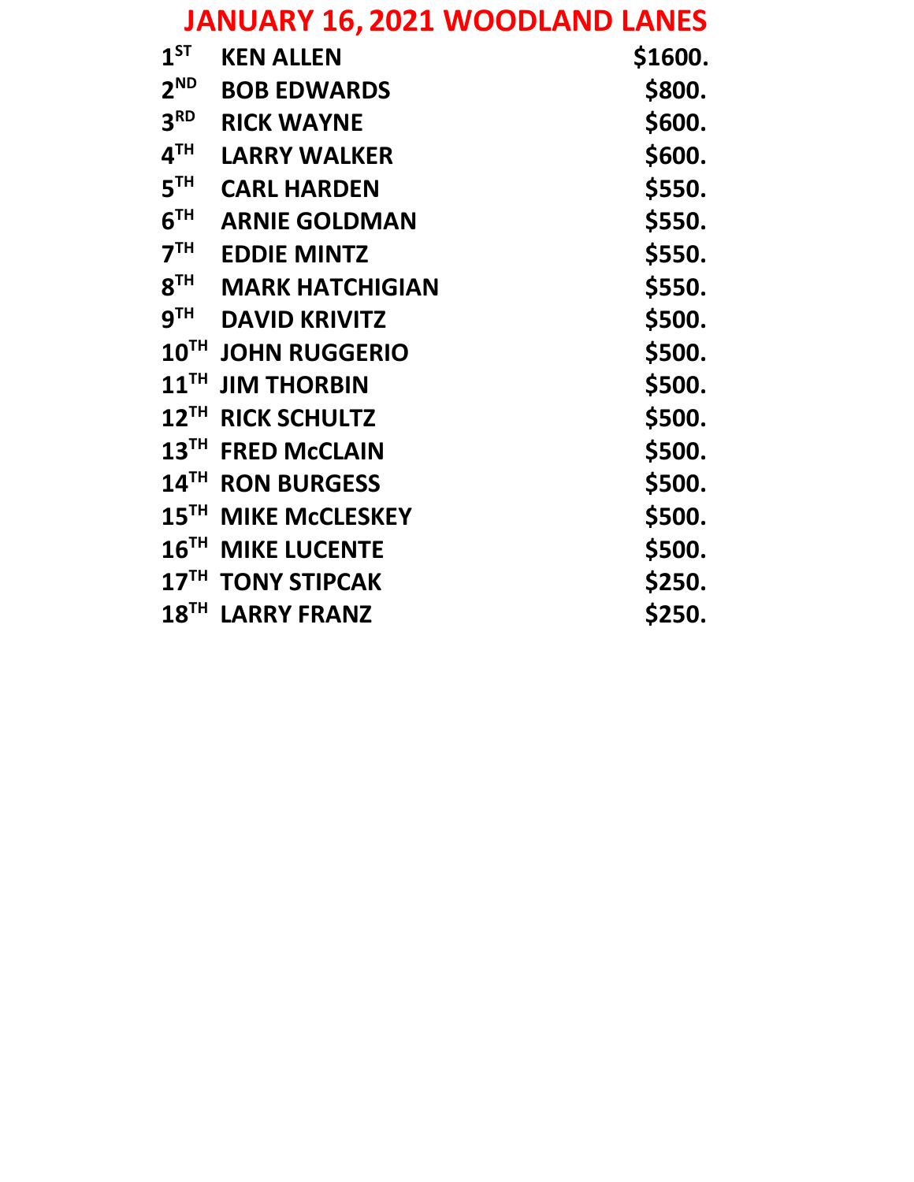# JANUARY 16, 2021 WOODLAND LANES

| | | |
|---|---|---|
| 1ST | KEN ALLEN | $1600. |
| 2ND | BOB EDWARDS | $800. |
| 3RD | RICK WAYNE | $600. |
| 4TH | LARRY WALKER | $600. |
| 5TH | CARL HARDEN | $550. |
| 6TH | ARNIE GOLDMAN | $550. |
| 7TH | EDDIE MINTZ | $550. |
| 8TH | MARK HATCHIGIAN | $550. |
| 9TH | DAVID KRIVITZ | $500. |
| 10TH | JOHN RUGGERIO | $500. |
| 11TH | JIM THORBIN | $500. |
| 12TH | RICK SCHULTZ | $500. |
| 13TH | FRED McCLAIN | $500. |
| 14TH | RON BURGESS | $500. |
| 15TH | MIKE McCLESKEY | $500. |
| 16TH | MIKE LUCENTE | $500. |
| 17TH | TONY STIPCAK | $250. |
| 18TH | LARRY FRANZ | $250. |